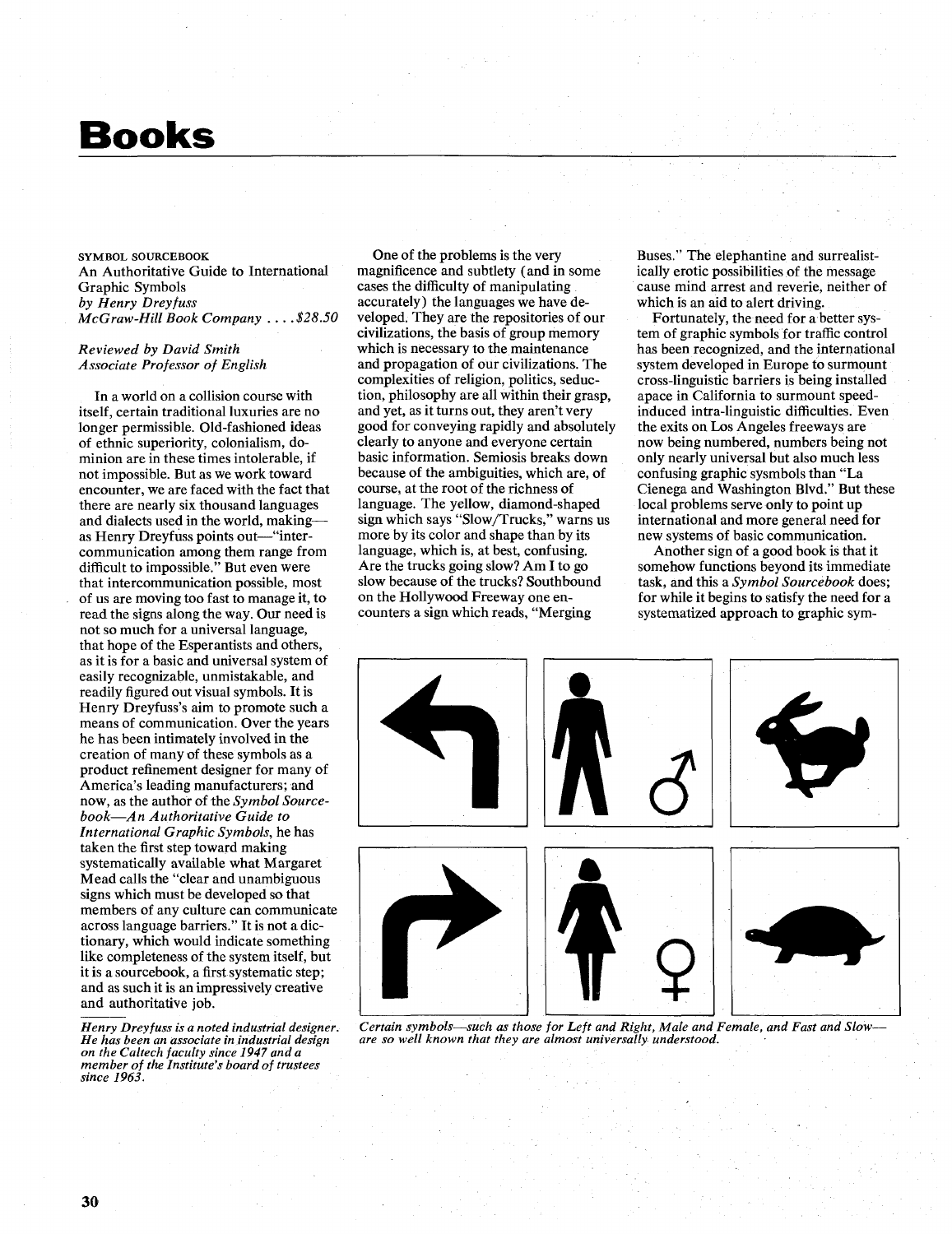# Books

SYMBOL SOURCEBOOK
An Authoritative Guide to International Graphic Symbols
*by Henry Dreyfuss*
*McGraw-Hill Book Company . . . . $28.50*

*Reviewed by David Smith*
*Associate Professor of English*

In a world on a collision course with itself, certain traditional luxuries are no longer permissible. Old-fashioned ideas of ethnic superiority, colonialism, dominion are in these times intolerable, if not impossible. But as we work toward encounter, we are faced with the fact that there are nearly six thousand languages and dialects used in the world, making—as Henry Dreyfuss points out—"intercommunication among them range from difficult to impossible." But even were that intercommunication possible, most of us are moving too fast to manage it, to read the signs along the way. Our need is not so much for a universal language, that hope of the Esperantists and others, as it is for a basic and universal system of easily recognizable, unmistakable, and readily figured out visual symbols. It is Henry Dreyfuss's aim to promote such a means of communication. Over the years he has been intimately involved in the creation of many of these symbols as a product refinement designer for many of America's leading manufacturers; and now, as the author of the *Symbol Sourcebook—An Authoritative Guide to International Graphic Symbols*, he has taken the first step toward making systematically available what Margaret Mead calls the "clear and unambiguous signs which must be developed so that members of any culture can communicate across language barriers." It is not a dictionary, which would indicate something like completeness of the system itself, but it is a sourcebook, a first systematic step; and as such it is an impressively creative and authoritative job.

*Henry Dreyfuss is a noted industrial designer. He has been an associate in industrial design on the Caltech faculty since 1947 and a member of the Institute's board of trustees since 1963.*

One of the problems is the very magnificence and subtlety (and in some cases the difficulty of manipulating accurately) the languages we have developed. They are the repositories of our civilizations, the basis of group memory which is necessary to the maintenance and propagation of our civilizations. The complexities of religion, politics, seduction, philosophy are all within their grasp, and yet, as it turns out, they aren't very good for conveying rapidly and absolutely clearly to anyone and everyone certain basic information. Semiosis breaks down because of the ambiguities, which are, of course, at the root of the richness of language. The yellow, diamond-shaped sign which says "Slow/Trucks," warns us more by its color and shape than by its language, which is, at best, confusing. Are the trucks going slow? Am I to go slow because of the trucks? Southbound on the Hollywood Freeway one encounters a sign which reads, "Merging Buses." The elephantine and surrealistically erotic possibilities of the message cause mind arrest and reverie, neither of which is an aid to alert driving.

Fortunately, the need for a better system of graphic symbols for traffic control has been recognized, and the international system developed in Europe to surmount cross-linguistic barriers is being installed apace in California to surmount speed-induced intra-linguistic difficulties. Even the exits on Los Angeles freeways are now being numbered, numbers being not only nearly universal but also much less confusing graphic sysmbols than "La Cienega and Washington Blvd." But these local problems serve only to point up international and more general need for new systems of basic communication.

Another sign of a good book is that it somehow functions beyond its immediate task, and this a *Symbol Sourcebook* does; for while it begins to satisfy the need for a systematized approach to graphic sym-

*Certain symbols—such as those for Left and Right, Male and Female, and Fast and Slow—are so well known that they are almost universally understood.*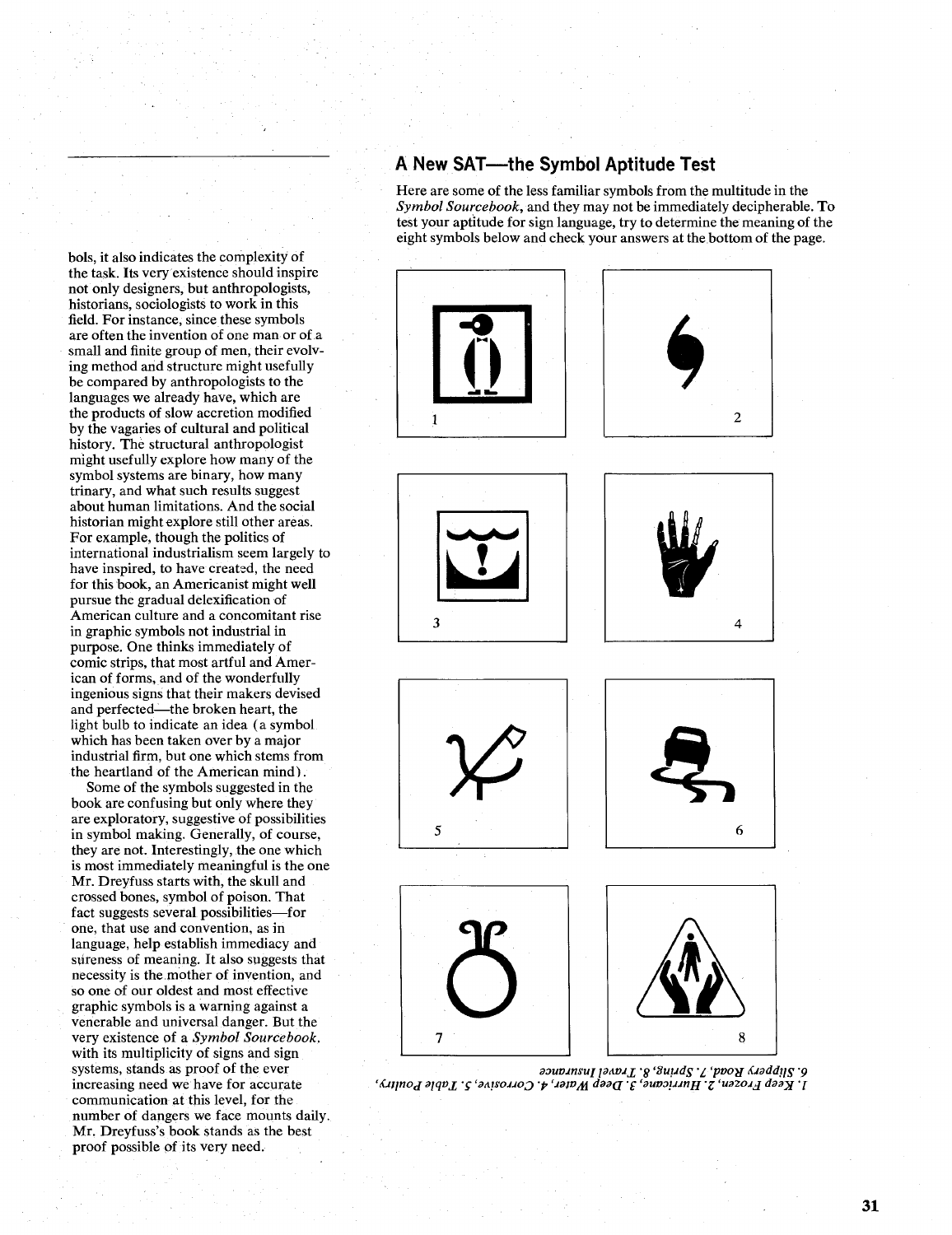bols, it also indicates the complexity of the task. Its very existence should inspire not only designers, but anthropologists, historians, sociologists to work in this field. For instance, since these symbols are often the invention of one man or of a small and finite group of men, their evolving method and structure might usefully be compared by anthropologists to the languages we already have, which are the products of slow accretion modified by the vagaries of cultural and political history. The structural anthropologist might usefully explore how many of the symbol systems are binary, how many trinary, and what such results suggest about human limitations. And the social historian might explore still other areas. For example, though the politics of international industrialism seem largely to have inspired, to have created, the need for this book, an Americanist might well pursue the gradual delexification of American culture and a concomitant rise in graphic symbols not industrial in purpose. One thinks immediately of comic strips, that most artful and American of forms, and of the wonderfully ingenious signs that their makers devised and perfected—the broken heart, the light bulb to indicate an idea (a symbol which has been taken over by a major industrial firm, but one which stems from the heartland of the American mind).

Some of the symbols suggested in the book are confusing but only where they are exploratory, suggestive of possibilities in symbol making. Generally, of course, they are not. Interestingly, the one which is most immediately meaningful is the one Mr. Dreyfuss starts with, the skull and crossed bones, symbol of poison. That fact suggests several possibilities—for one, that use and convention, as in language, help establish immediacy and sureness of meaning. It also suggests that necessity is the mother of invention, and so one of our oldest and most effective graphic symbols is a warning against a venerable and universal danger. But the very existence of a *Symbol Sourcebook*, with its multiplicity of signs and sign systems, stands as proof of the ever increasing need we have for accurate communication at this level, for the number of dangers we face mounts daily. Mr. Dreyfuss's book stands as the best proof possible of its very need.

## A New SAT—the Symbol Aptitude Test

Here are some of the less familiar symbols from the multitude in the *Symbol Sourcebook*, and they may not be immediately decipherable. To test your aptitude for sign language, try to determine the meaning of the eight symbols below and check your answers at the bottom of the page.

1

2

3

4

5

6

7

8

*1. Keep Frozen, 2. Hurricane, 3. Deep Water, 4. Corrosive, 5. Table Poultry, 6. Slippery Road, 7. Spring, 8. Travel Insurance*